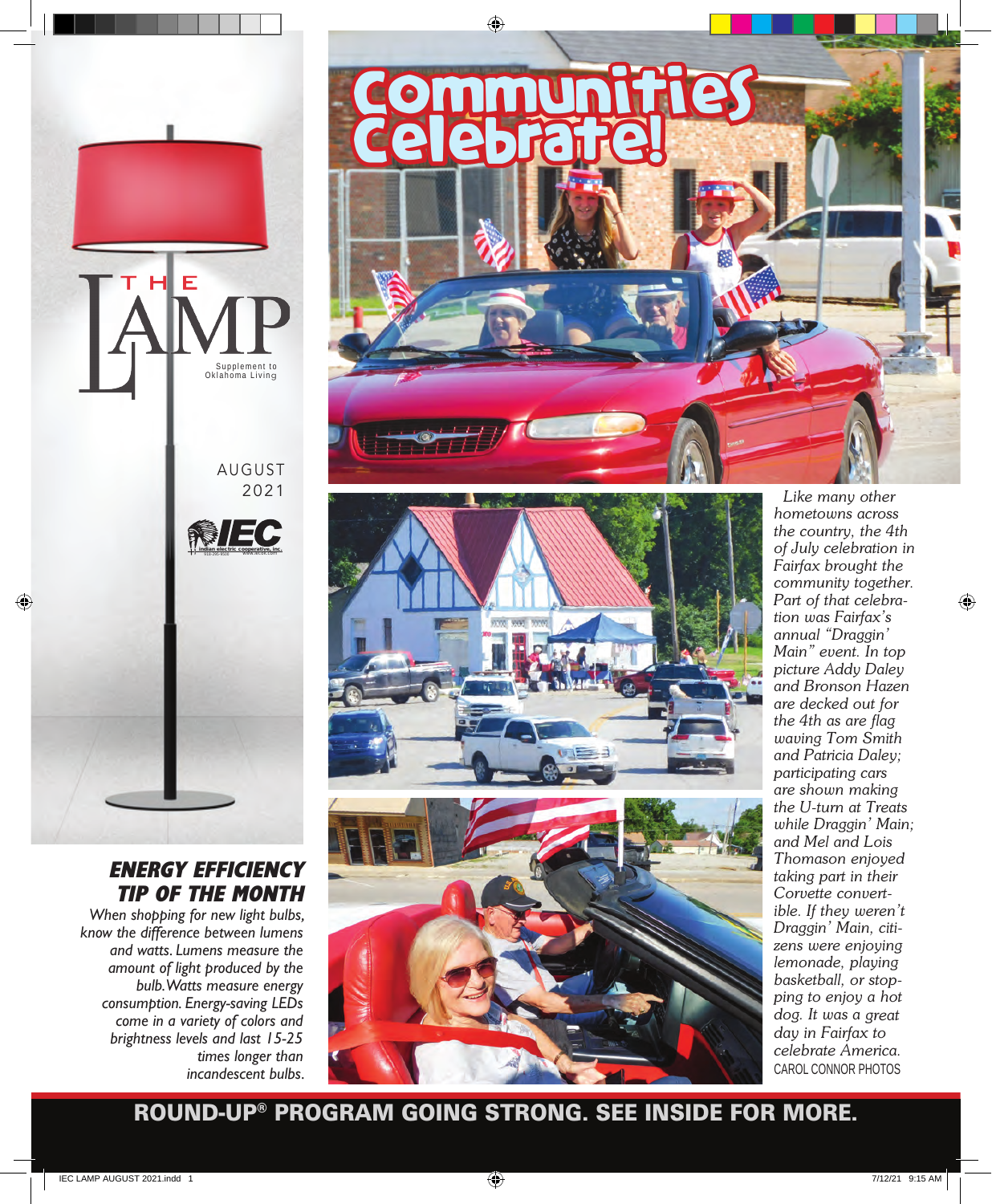# THE LAMP

Supplement to Oklahoma Living

AUGUST 2021

# Communities Celebrate!

*Like many other hometowns across the country, the 4th of July celebration in Fairfax brought the community together. Part of that celebration was Fairfax's annual "Draggin' Main" event. In top picture Addy Daley and Bronson Hazen are decked out for the 4th as are flag waving Tom Smith and Patricia Daley; participating cars are shown making the U-turn at Treats while Draggin' Main; and Mel and Lois Thomason enjoyed taking part in their Corvette convertible. If they weren't Draggin' Main, citizens were enjoying lemonade, playing basketball, or stopping to enjoy a hot dog. It was a great day in Fairfax to celebrate America.*

CAROL CONNOR PHOTOS

## ENERGY EFFICIENCY TIP OF THE MONTH

*When shopping for new light bulbs, know the difference between lumens and watts. Lumens measure the amount of light produced by the bulb. Watts measure energy consumption. Energy-saving LEDs come in a variety of colors and brightness levels and last 15-25 times longer than incandescent bulbs.*

**ROUND-UP® PROGRAM GOING STRONG. SEE INSIDE FOR MORE.**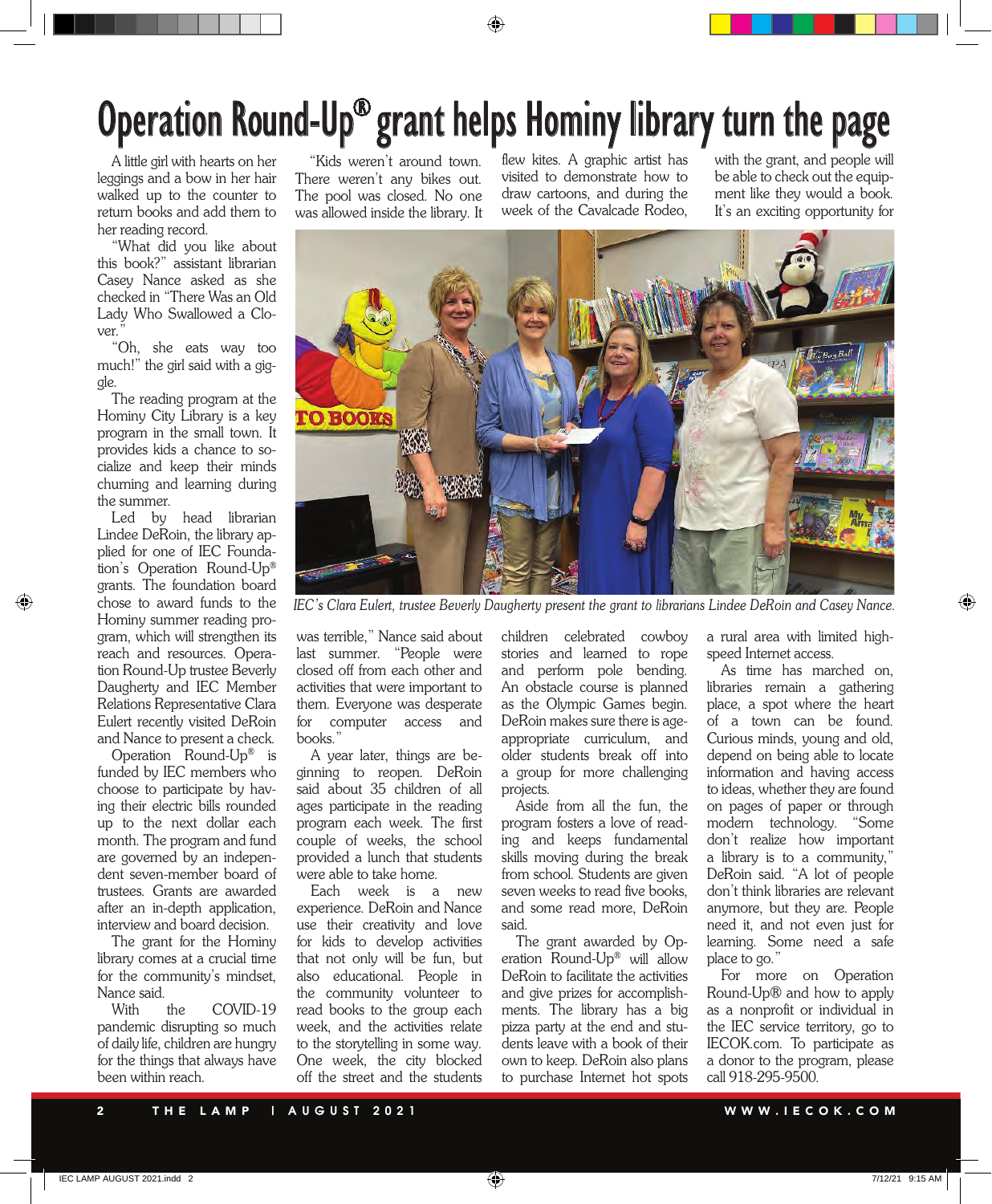# Operation Round-Up® grant helps Hominy library turn the page

A little girl with hearts on her leggings and a bow in her hair walked up to the counter to return books and add them to her reading record.

"What did you like about this book?" assistant librarian Casey Nance asked as she checked in "There Was an Old Lady Who Swallowed a Clover."

"Oh, she eats way too much!" the girl said with a giggle.

The reading program at the Hominy City Library is a key program in the small town. It provides kids a chance to socialize and keep their minds churning and learning during the summer.

Led by head librarian Lindee DeRoin, the library applied for one of IEC Foundation's Operation Round-Up® grants. The foundation board chose to award funds to the Hominy summer reading program, which will strengthen its reach and resources. Operation Round-Up trustee Beverly Daugherty and IEC Member Relations Representative Clara Eulert recently visited DeRoin and Nance to present a check.

Operation Round-Up® is funded by IEC members who choose to participate by having their electric bills rounded up to the next dollar each month. The program and fund are governed by an independent seven-member board of trustees. Grants are awarded after an in-depth application, interview and board decision.

The grant for the Hominy library comes at a crucial time for the community's mindset, Nance said.

With the COVID-19 pandemic disrupting so much of daily life, children are hungry for the things that always have been within reach.

"Kids weren't around town. There weren't any bikes out. The pool was closed. No one was allowed inside the library. It was terrible," Nance said about last summer. "People were closed off from each other and activities that were important to them. Everyone was desperate for computer access and books."

A year later, things are beginning to reopen. DeRoin said about 35 children of all ages participate in the reading program each week. The first couple of weeks, the school provided a lunch that students were able to take home.

Each week is a new experience. DeRoin and Nance use their creativity and love for kids to develop activities that not only will be fun, but also educational. People in the community volunteer to read books to the group each week, and the activities relate to the storytelling in some way. One week, the city blocked off the street and the students flew kites. A graphic artist has visited to demonstrate how to draw cartoons, and during the week of the Cavalcade Rodeo, children celebrated cowboy stories and learned to rope and perform pole bending. An obstacle course is planned as the Olympic Games begin. DeRoin makes sure there is age-appropriate curriculum, and older students break off into a group for more challenging projects.

Aside from all the fun, the program fosters a love of reading and keeps fundamental skills moving during the break from school. Students are given seven weeks to read five books, and some read more, DeRoin said.

The grant awarded by Operation Round-Up® will allow DeRoin to facilitate the activities and give prizes for accomplishments. The library has a big pizza party at the end and students leave with a book of their own to keep. DeRoin also plans to purchase Internet hot spots with the grant, and people will be able to check out the equipment like they would a book. It's an exciting opportunity for a rural area with limited high-speed Internet access.

*IEC's Clara Eulert, trustee Beverly Daugherty present the grant to librarians Lindee DeRoin and Casey Nance.*

As time has marched on, libraries remain a gathering place, a spot where the heart of a town can be found. Curious minds, young and old, depend on being able to locate information and having access to ideas, whether they are found on pages of paper or through modern technology. "Some don't realize how important a library is to a community," DeRoin said. "A lot of people don't think libraries are relevant anymore, but they are. People need it, and not even just for learning. Some need a safe place to go."

For more on Operation Round-Up® and how to apply as a nonprofit or individual in the IEC service territory, go to IECOK.com. To participate as a donor to the program, please call 918-295-9500.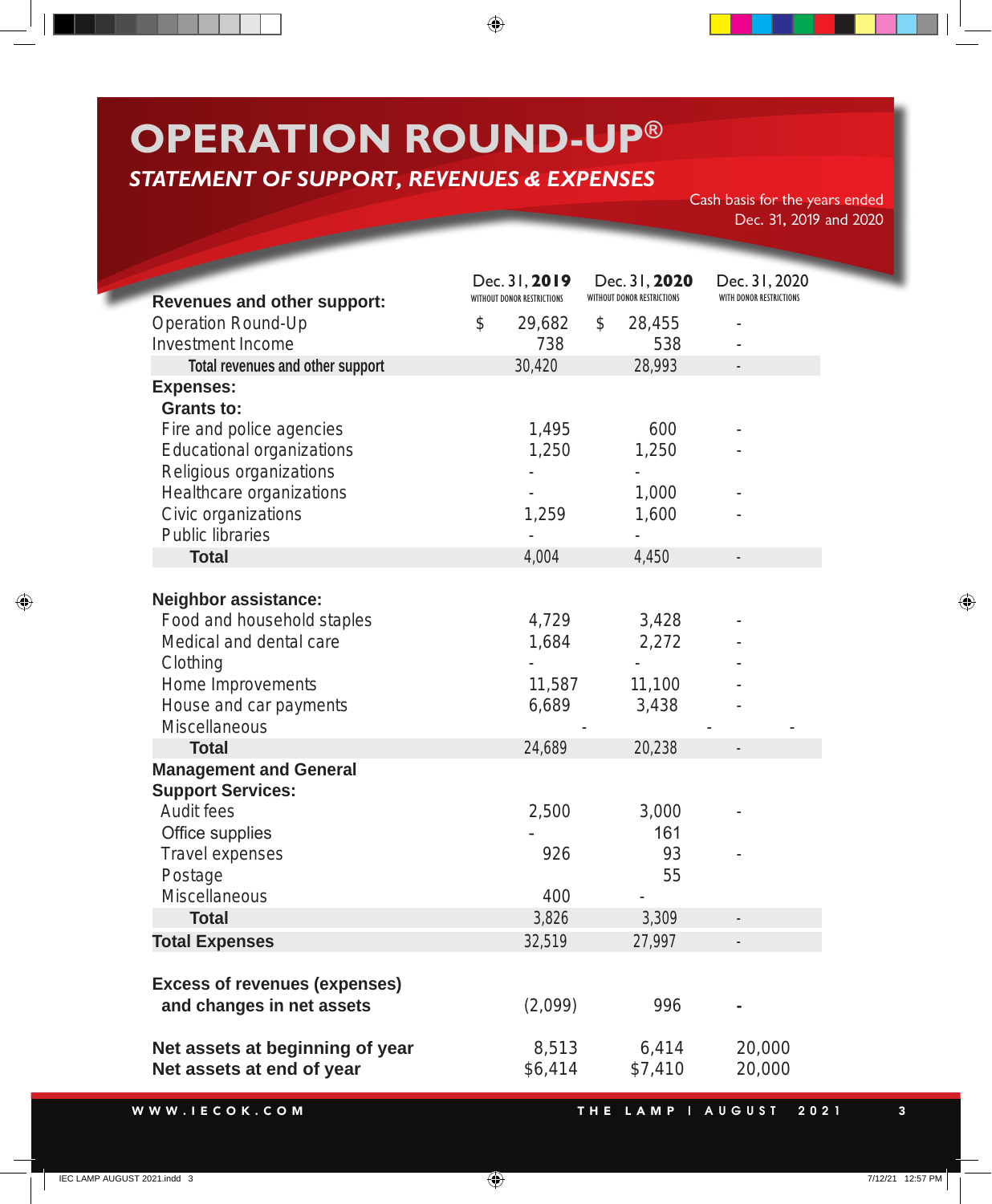# OPERATION ROUND-UP®

## *STATEMENT OF SUPPORT, REVENUES & EXPENSES*

Cash basis for the years ended Dec. 31, 2019 and 2020

| | Dec. 31, **2019** WITHOUT DONOR RESTRICTIONS | Dec. 31, **2020** WITHOUT DONOR RESTRICTIONS | Dec. 31, 2020 WITH DONOR RESTRICTIONS |
|---|---|---|---|
| **Revenues and other support:** | | | |
| Operation Round-Up | $ 29,682 | $ 28,455 | - |
| Investment Income | 738 | 538 | - |
| Total revenues and other support | 30,420 | 28,993 | - |
| **Expenses:** | | | |
| **Grants to:** | | | |
| Fire and police agencies | 1,495 | 600 | - |
| Educational organizations | 1,250 | 1,250 | - |
| Religious organizations | - | - | |
| Healthcare organizations | - | 1,000 | - |
| Civic organizations | 1,259 | 1,600 | - |
| Public libraries | - | - | |
| **Total** | 4,004 | 4,450 | - |
| **Neighbor assistance:** | | | |
| Food and household staples | 4,729 | 3,428 | - |
| Medical and dental care | 1,684 | 2,272 | - |
| Clothing | - | - | - |
| Home Improvements | 11,587 | 11,100 | - |
| House and car payments | 6,689 | 3,438 | - |
| Miscellaneous | - | - | - |
| **Total** | 24,689 | 20,238 | - |
| **Management and General Support Services:** | | | |
| Audit fees | 2,500 | 3,000 | - |
| Office supplies | - | 161 | |
| Travel expenses | 926 | 93 | - |
| Postage | | 55 | |
| Miscellaneous | 400 | - | |
| **Total** | 3,826 | 3,309 | - |
| **Total Expenses** | 32,519 | 27,997 | - |
| **Excess of revenues (expenses) and changes in net assets** | (2,099) | 996 | **-** |
| **Net assets at beginning of year** | 8,513 | 6,414 | 20,000 |
| **Net assets at end of year** | $6,414 | $7,410 | 20,000 |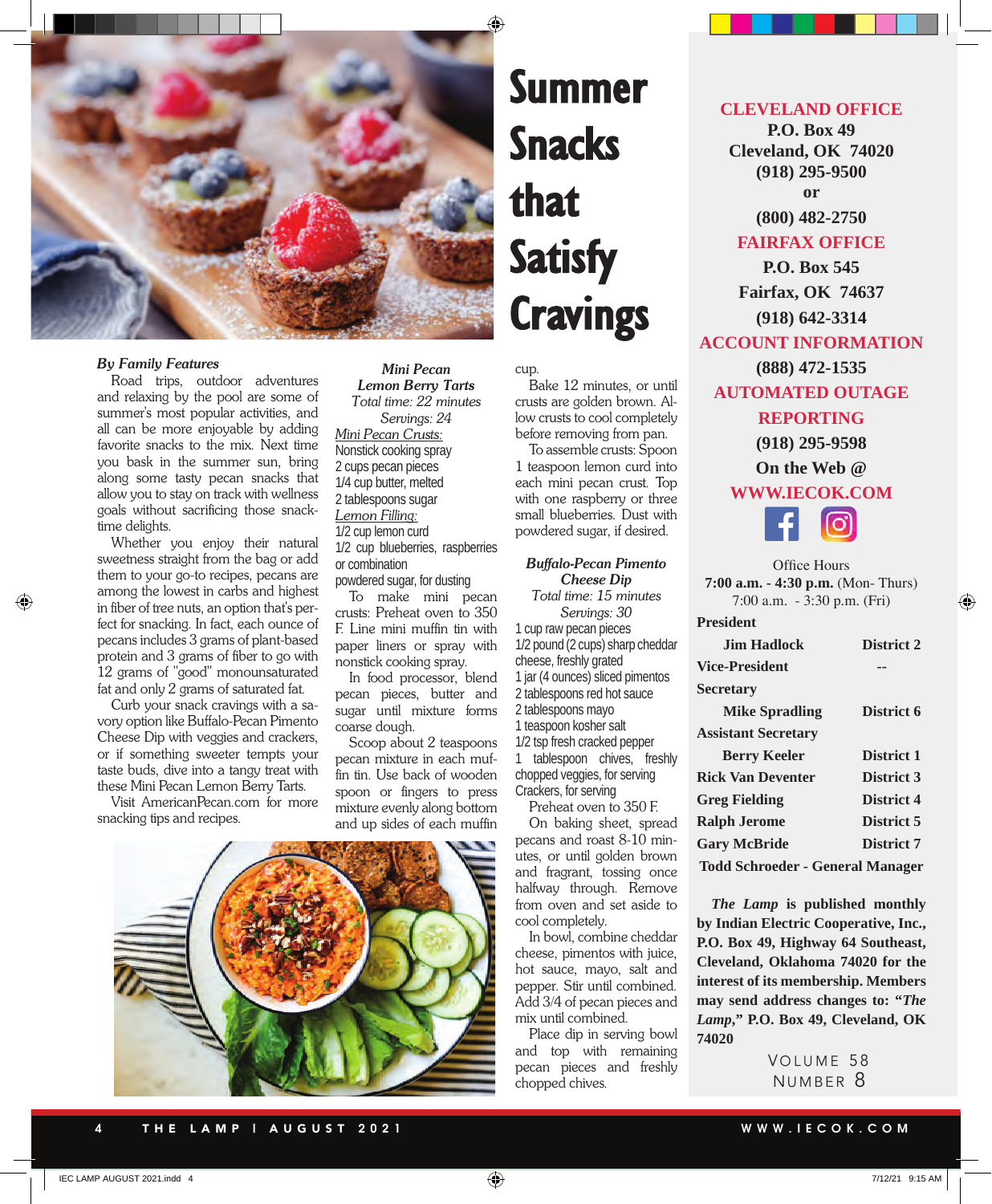# Summer Snacks that Satisfy Cravings

***By Family Features***

Road trips, outdoor adventures and relaxing by the pool are some of summer's most popular activities, and all can be more enjoyable by adding favorite snacks to the mix. Next time you bask in the summer sun, bring along some tasty pecan snacks that allow you to stay on track with wellness goals without sacrificing those snack-time delights.

Whether you enjoy their natural sweetness straight from the bag or add them to your go-to recipes, pecans are among the lowest in carbs and highest in fiber of tree nuts, an option that's perfect for snacking. In fact, each ounce of pecans includes 3 grams of plant-based protein and 3 grams of fiber to go with 12 grams of "good" monounsaturated fat and only 2 grams of saturated fat.

Curb your snack cravings with a savory option like Buffalo-Pecan Pimento Cheese Dip with veggies and crackers, or if something sweeter tempts your taste buds, dive into a tangy treat with these Mini Pecan Lemon Berry Tarts.

Visit AmericanPecan.com for more snacking tips and recipes.

### *Mini Pecan Lemon Berry Tarts*

*Total time: 22 minutes*

*Servings: 24*

Mini Pecan Crusts:

- Nonstick cooking spray
- 2 cups pecan pieces
- 1/4 cup butter, melted
- 2 tablespoons sugar

Lemon Filling:

- 1/2 cup lemon curd
- 1/2 cup blueberries, raspberries or combination
- powdered sugar, for dusting

To make mini pecan crusts: Preheat oven to 350 F. Line mini muffin tin with paper liners or spray with nonstick cooking spray.

In food processor, blend pecan pieces, butter and sugar until mixture forms coarse dough.

Scoop about 2 teaspoons pecan mixture in each muffin tin. Use back of wooden spoon or fingers to press mixture evenly along bottom and up sides of each muffin cup.

Bake 12 minutes, or until crusts are golden brown. Allow crusts to cool completely before removing from pan.

To assemble crusts: Spoon 1 teaspoon lemon curd into each mini pecan crust. Top with one raspberry or three small blueberries. Dust with powdered sugar, if desired.

### *Buffalo-Pecan Pimento Cheese Dip*

*Total time: 15 minutes*

*Servings: 30*

- 1 cup raw pecan pieces
- 1/2 pound (2 cups) sharp cheddar cheese, freshly grated
- 1 jar (4 ounces) sliced pimentos
- 2 tablespoons red hot sauce
- 2 tablespoons mayo
- 1 teaspoon kosher salt
- 1/2 tsp fresh cracked pepper
- 1 tablespoon chives, freshly chopped veggies, for serving
- Crackers, for serving

Preheat oven to 350 F.

On baking sheet, spread pecans and roast 8-10 minutes, or until golden brown and fragrant, tossing once halfway through. Remove from oven and set aside to cool completely.

In bowl, combine cheddar cheese, pimentos with juice, hot sauce, mayo, salt and pepper. Stir until combined. Add 3/4 of pecan pieces and mix until combined.

Place dip in serving bowl and top with remaining pecan pieces and freshly chopped chives.

---

**CLEVELAND OFFICE**
**P.O. Box 49**
**Cleveland, OK 74020**
**(918) 295-9500**
**or**
**(800) 482-2750**

**FAIRFAX OFFICE**
**P.O. Box 545**
**Fairfax, OK 74637**
**(918) 642-3314**

**ACCOUNT INFORMATION**
**(888) 472-1535**

**AUTOMATED OUTAGE REPORTING**
**(918) 295-9598**

**On the Web @**
**WWW.IECOK.COM**

Office Hours
**7:00 a.m. - 4:30 p.m.** (Mon- Thurs)
7:00 a.m. - 3:30 p.m. (Fri)

| | |
|---|---|
| **President** | |
| **Jim Hadlock** | **District 2** |
| **Vice-President** | -- |
| **Secretary** | |
| **Mike Spradling** | **District 6** |
| **Assistant Secretary** | |
| **Berry Keeler** | **District 1** |
| **Rick Van Deventer** | **District 3** |
| **Greg Fielding** | **District 4** |
| **Ralph Jerome** | **District 5** |
| **Gary McBride** | **District 7** |
| **Todd Schroeder - General Manager** | |

***The Lamp* is published monthly by Indian Electric Cooperative, Inc., P.O. Box 49, Highway 64 Southeast, Cleveland, Oklahoma 74020 for the interest of its membership. Members may send address changes to: "*The Lamp*," P.O. Box 49, Cleveland, OK 74020**

VOLUME 58
NUMBER 8